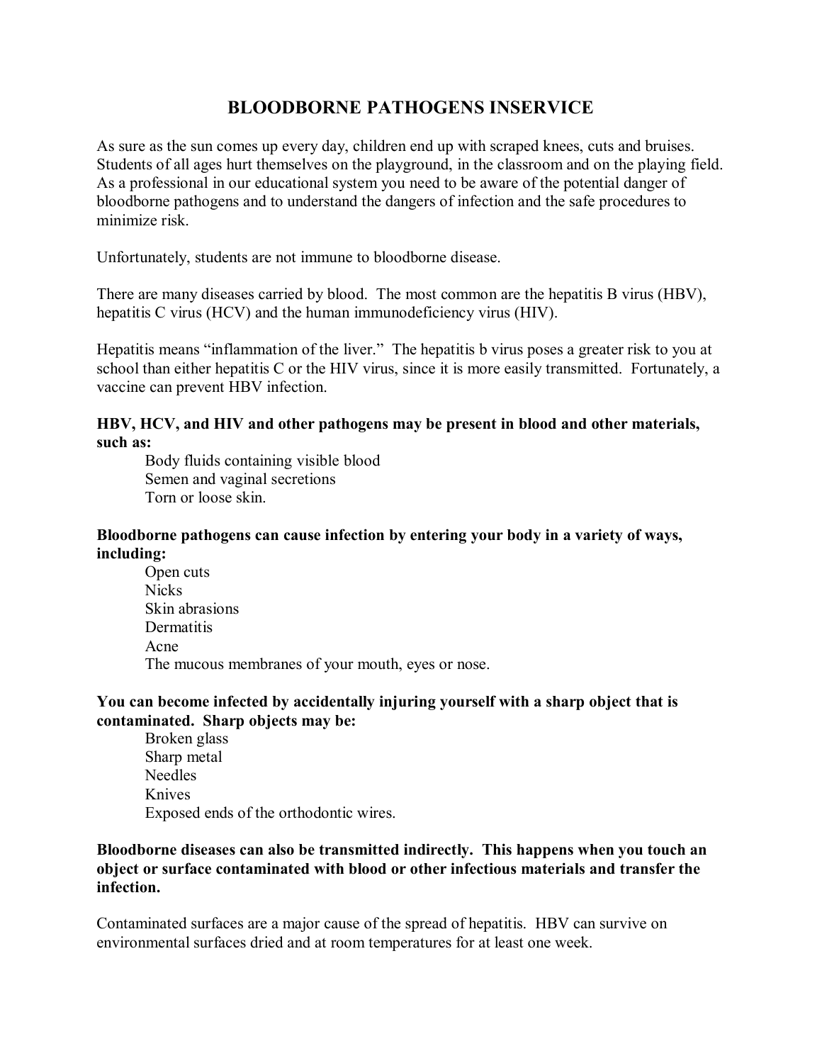# BLOODBORNE PATHOGENS INSERVICE

As sure as the sun comes up every day, children end up with scraped knees, cuts and bruises. Students of all ages hurt themselves on the playground, in the classroom and on the playing field. As a professional in our educational system you need to be aware of the potential danger of bloodborne pathogens and to understand the dangers of infection and the safe procedures to minimize risk.

Unfortunately, students are not immune to bloodborne disease.

There are many diseases carried by blood. The most common are the hepatitis B virus (HBV), hepatitis C virus (HCV) and the human immunodeficiency virus (HIV).

Hepatitis means "inflammation of the liver." The hepatitis b virus poses a greater risk to you at school than either hepatitis C or the HIV virus, since it is more easily transmitted. Fortunately, a vaccine can prevent HBV infection.

**HBV, HCV, and HIV and other pathogens may be present in blood and other materials, such as:**

- Body fluids containing visible blood
- Semen and vaginal secretions
- Torn or loose skin.

**Bloodborne pathogens can cause infection by entering your body in a variety of ways, including:**

- Open cuts
- Nicks
- Skin abrasions
- Dermatitis
- Acne
- The mucous membranes of your mouth, eyes or nose.

**You can become infected by accidentally injuring yourself with a sharp object that is contaminated. Sharp objects may be:**

- Broken glass
- Sharp metal
- Needles
- Knives
- Exposed ends of the orthodontic wires.

**Bloodborne diseases can also be transmitted indirectly. This happens when you touch an object or surface contaminated with blood or other infectious materials and transfer the infection.**

Contaminated surfaces are a major cause of the spread of hepatitis. HBV can survive on environmental surfaces dried and at room temperatures for at least one week.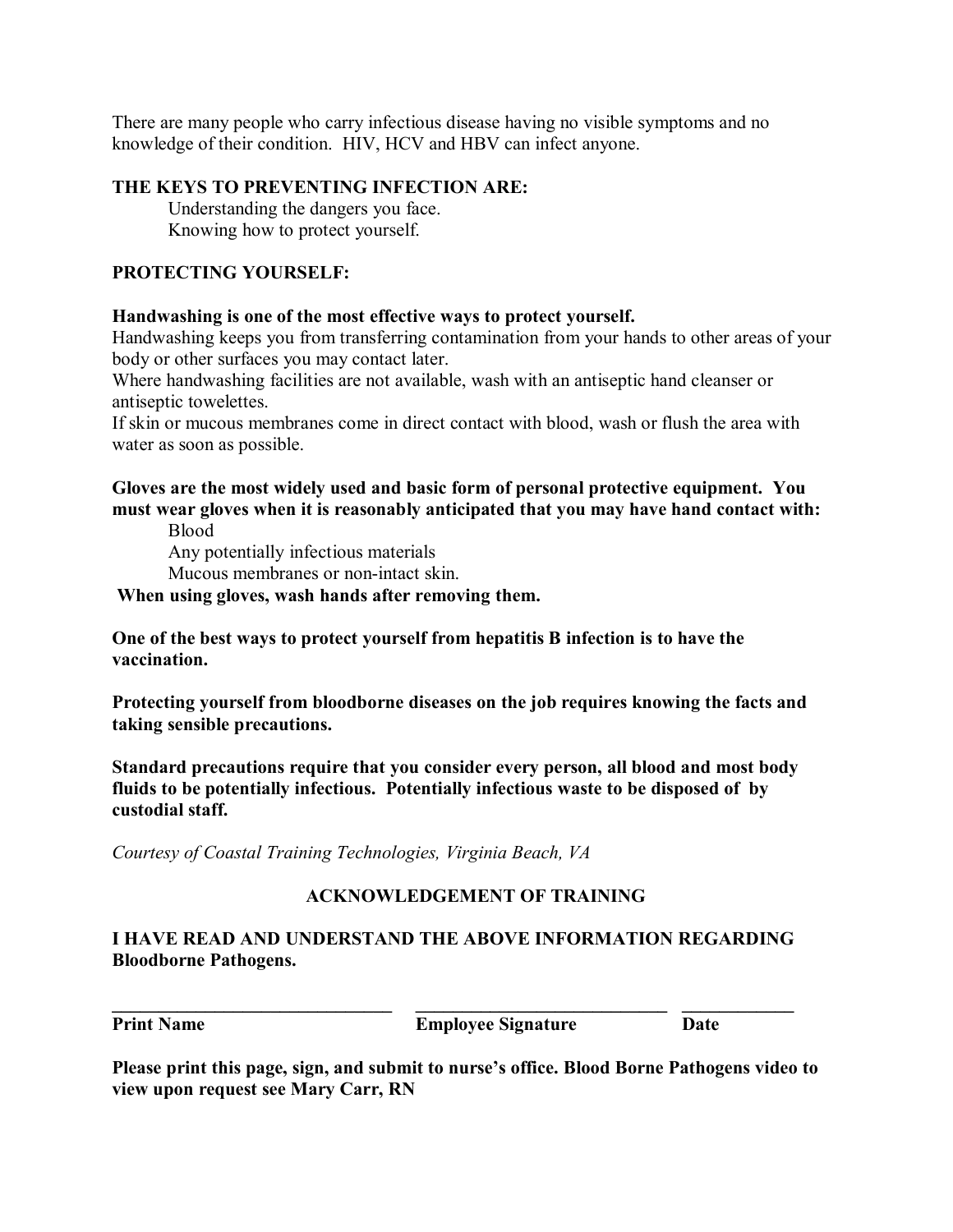There are many people who carry infectious disease having no visible symptoms and no knowledge of their condition. HIV, HCV and HBV can infect anyone.

**THE KEYS TO PREVENTING INFECTION ARE:**

Understanding the dangers you face.
Knowing how to protect yourself.

**PROTECTING YOURSELF:**

**Handwashing is one of the most effective ways to protect yourself.**
Handwashing keeps you from transferring contamination from your hands to other areas of your body or other surfaces you may contact later.
Where handwashing facilities are not available, wash with an antiseptic hand cleanser or antiseptic towelettes.
If skin or mucous membranes come in direct contact with blood, wash or flush the area with water as soon as possible.

**Gloves are the most widely used and basic form of personal protective equipment. You must wear gloves when it is reasonably anticipated that you may have hand contact with:**

Blood
Any potentially infectious materials
Mucous membranes or non-intact skin.

**When using gloves, wash hands after removing them.**

**One of the best ways to protect yourself from hepatitis B infection is to have the vaccination.**

**Protecting yourself from bloodborne diseases on the job requires knowing the facts and taking sensible precautions.**

**Standard precautions require that you consider every person, all blood and most body fluids to be potentially infectious. Potentially infectious waste to be disposed of by custodial staff.**

*Courtesy of Coastal Training Technologies, Virginia Beach, VA*

## ACKNOWLEDGEMENT OF TRAINING

**I HAVE READ AND UNDERSTAND THE ABOVE INFORMATION REGARDING Bloodborne Pathogens.**

| ______________________________ | ___________________________ | ____________ |
| --- | --- | --- |
| **Print Name** | **Employee Signature** | **Date** |

**Please print this page, sign, and submit to nurse's office. Blood Borne Pathogens video to view upon request see Mary Carr, RN**